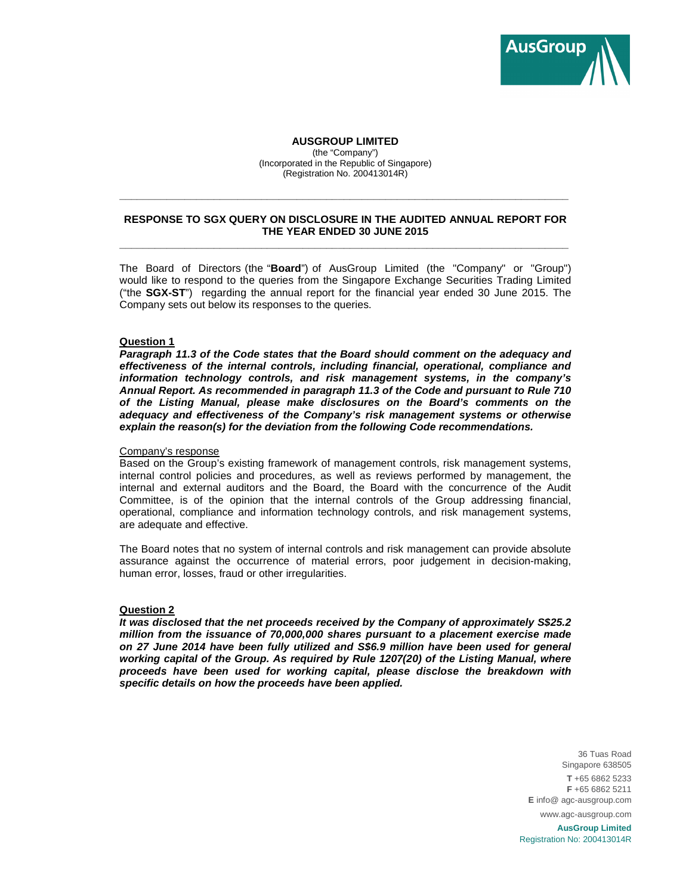**AUSGROUP LIMITED**
(the "Company")
(Incorporated in the Republic of Singapore)
(Registration No. 200413014R)

---

## RESPONSE TO SGX QUERY ON DISCLOSURE IN THE AUDITED ANNUAL REPORT FOR THE YEAR ENDED 30 JUNE 2015

---

The Board of Directors (the "**Board**") of AusGroup Limited (the "Company" or "Group") would like to respond to the queries from the Singapore Exchange Securities Trading Limited ("the **SGX-ST**") regarding the annual report for the financial year ended 30 June 2015. The Company sets out below its responses to the queries.

**Question 1**

***Paragraph 11.3 of the Code states that the Board should comment on the adequacy and effectiveness of the internal controls, including financial, operational, compliance and information technology controls, and risk management systems, in the company's Annual Report. As recommended in paragraph 11.3 of the Code and pursuant to Rule 710 of the Listing Manual, please make disclosures on the Board's comments on the adequacy and effectiveness of the Company's risk management systems or otherwise explain the reason(s) for the deviation from the following Code recommendations.***

Company's response

Based on the Group's existing framework of management controls, risk management systems, internal control policies and procedures, as well as reviews performed by management, the internal and external auditors and the Board, the Board with the concurrence of the Audit Committee, is of the opinion that the internal controls of the Group addressing financial, operational, compliance and information technology controls, and risk management systems, are adequate and effective.

The Board notes that no system of internal controls and risk management can provide absolute assurance against the occurrence of material errors, poor judgement in decision-making, human error, losses, fraud or other irregularities.

**Question 2**

***It was disclosed that the net proceeds received by the Company of approximately S$25.2 million from the issuance of 70,000,000 shares pursuant to a placement exercise made on 27 June 2014 have been fully utilized and S$6.9 million have been used for general working capital of the Group. As required by Rule 1207(20) of the Listing Manual, where proceeds have been used for working capital, please disclose the breakdown with specific details on how the proceeds have been applied.***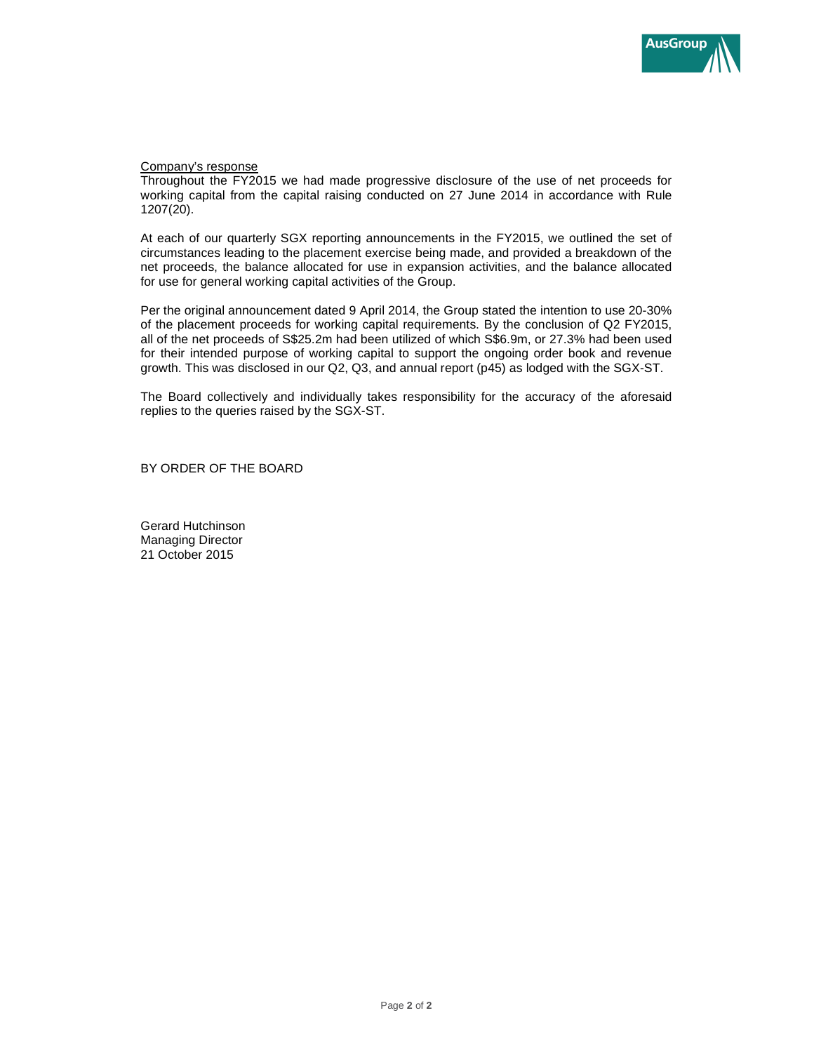Company's response

Throughout the FY2015 we had made progressive disclosure of the use of net proceeds for working capital from the capital raising conducted on 27 June 2014 in accordance with Rule 1207(20).

At each of our quarterly SGX reporting announcements in the FY2015, we outlined the set of circumstances leading to the placement exercise being made, and provided a breakdown of the net proceeds, the balance allocated for use in expansion activities, and the balance allocated for use for general working capital activities of the Group.

Per the original announcement dated 9 April 2014, the Group stated the intention to use 20-30% of the placement proceeds for working capital requirements. By the conclusion of Q2 FY2015, all of the net proceeds of S$25.2m had been utilized of which S$6.9m, or 27.3% had been used for their intended purpose of working capital to support the ongoing order book and revenue growth. This was disclosed in our Q2, Q3, and annual report (p45) as lodged with the SGX-ST.

The Board collectively and individually takes responsibility for the accuracy of the aforesaid replies to the queries raised by the SGX-ST.

BY ORDER OF THE BOARD

Gerard Hutchinson
Managing Director
21 October 2015